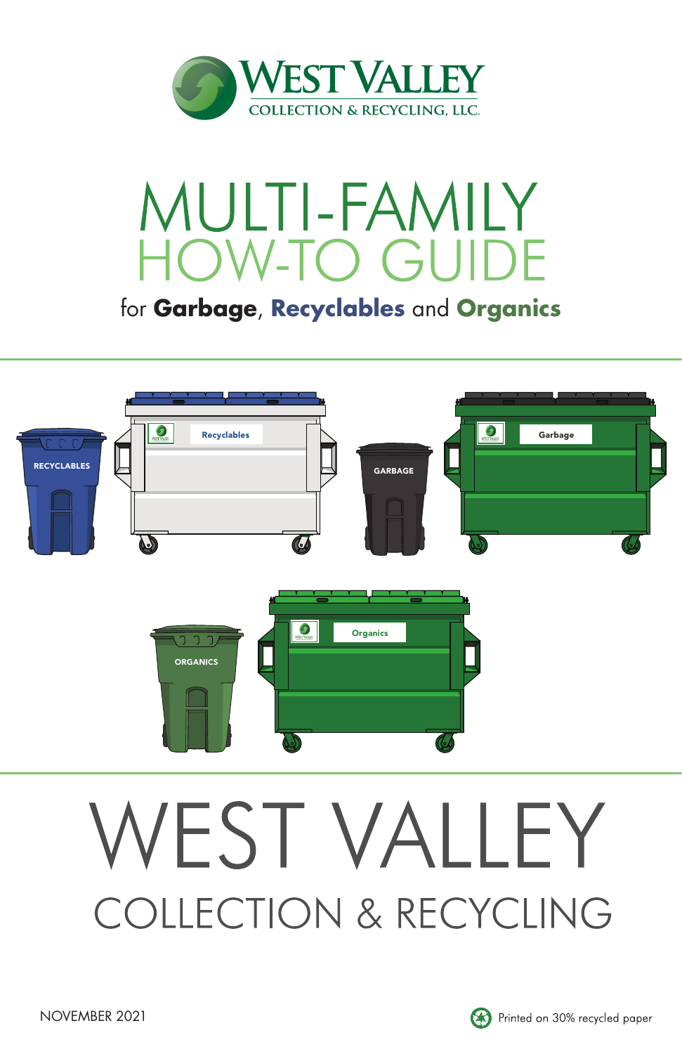WEST VALLEY
COLLECTION & RECYCLING, LLC.

# MULTI-FAMILY HOW-TO GUIDE

for **Garbage**, **Recyclables** and **Organics**

RECYCLABLES

Recyclables

GARBAGE

Garbage

ORGANICS

Organics

# WEST VALLEY

## COLLECTION & RECYCLING

NOVEMBER 2021

Printed on 30% recycled paper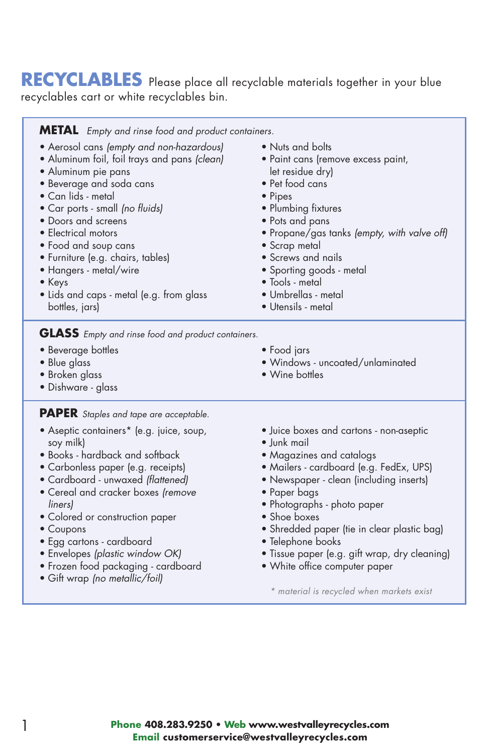# RECYCLABLES

Please place all recyclable materials together in your blue recyclables cart or white recyclables bin.

## METAL

*Empty and rinse food and product containers.*

- Aerosol cans *(empty and non-hazardous)*
- Aluminum foil, foil trays and pans *(clean)*
- Aluminum pie pans
- Beverage and soda cans
- Can lids - metal
- Car ports - small *(no fluids)*
- Doors and screens
- Electrical motors
- Food and soup cans
- Furniture (e.g. chairs, tables)
- Hangers - metal/wire
- Keys
- Lids and caps - metal (e.g. from glass bottles, jars)
- Nuts and bolts
- Paint cans (remove excess paint, let residue dry)
- Pet food cans
- Pipes
- Plumbing fixtures
- Pots and pans
- Propane/gas tanks *(empty, with valve off)*
- Scrap metal
- Screws and nails
- Sporting goods - metal
- Tools - metal
- Umbrellas - metal
- Utensils - metal

## GLASS

*Empty and rinse food and product containers.*

- Beverage bottles
- Blue glass
- Broken glass
- Dishware - glass
- Food jars
- Windows - uncoated/unlaminated
- Wine bottles

## PAPER

*Staples and tape are acceptable.*

- Aseptic containers* (e.g. juice, soup, soy milk)
- Books - hardback and softback
- Carbonless paper (e.g. receipts)
- Cardboard - unwaxed *(flattened)*
- Cereal and cracker boxes *(remove liners)*
- Colored or construction paper
- Coupons
- Egg cartons - cardboard
- Envelopes *(plastic window OK)*
- Frozen food packaging - cardboard
- Gift wrap *(no metallic/foil)*
- Juice boxes and cartons - non-aseptic
- Junk mail
- Magazines and catalogs
- Mailers - cardboard (e.g. FedEx, UPS)
- Newspaper - clean (including inserts)
- Paper bags
- Photographs - photo paper
- Shoe boxes
- Shredded paper (tie in clear plastic bag)
- Telephone books
- Tissue paper (e.g. gift wrap, dry cleaning)
- White office computer paper

*\* material is recycled when markets exist*

**Phone** **408.283.9250** • **Web** **www.westvalleyrecycles.com**
**Email** **customerservice@westvalleyrecycles.com**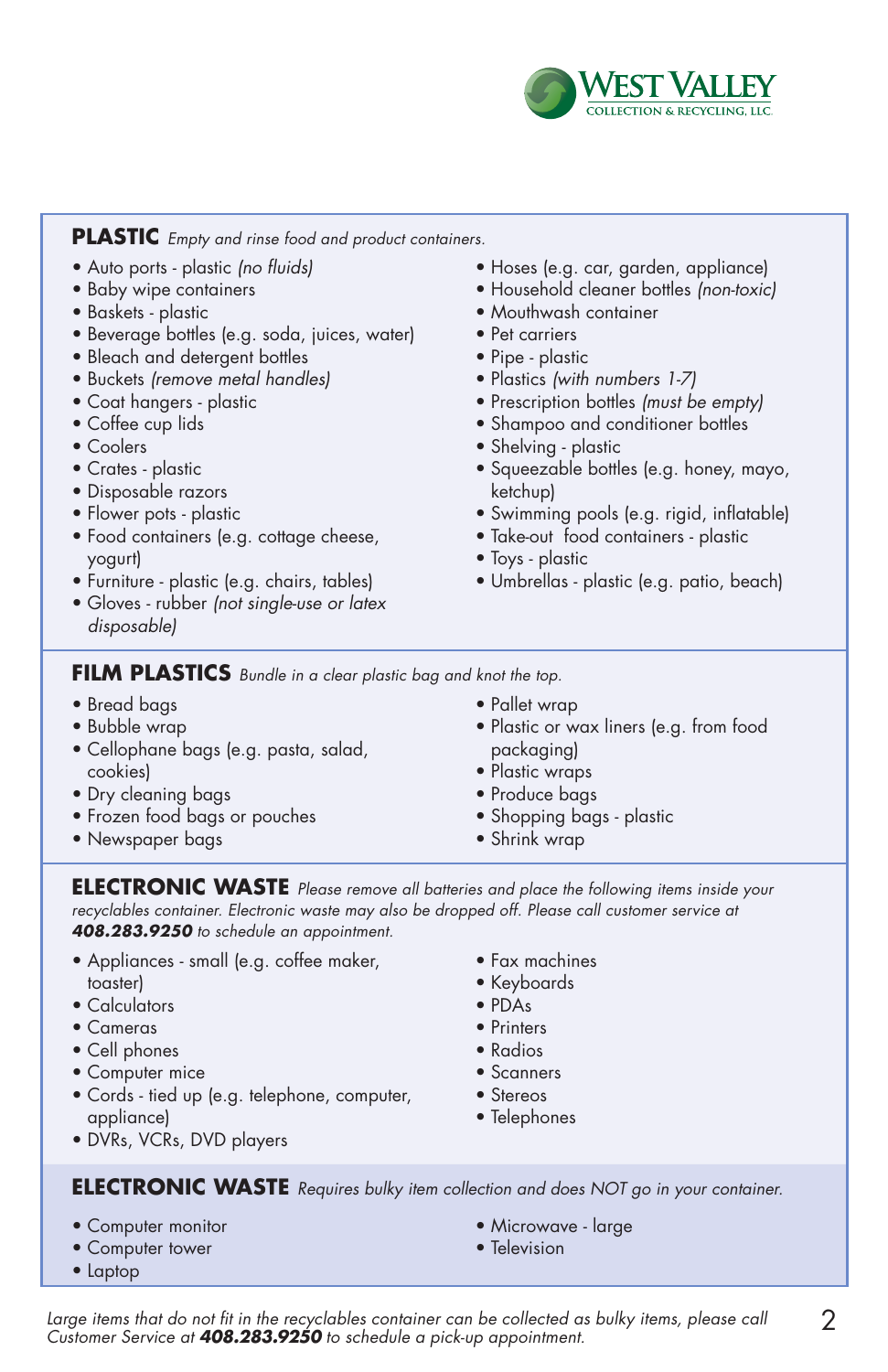## PLASTIC *Empty and rinse food and product containers.*

- Auto ports - plastic *(no fluids)*
- Baby wipe containers
- Baskets - plastic
- Beverage bottles (e.g. soda, juices, water)
- Bleach and detergent bottles
- Buckets *(remove metal handles)*
- Coat hangers - plastic
- Coffee cup lids
- Coolers
- Crates - plastic
- Disposable razors
- Flower pots - plastic
- Food containers (e.g. cottage cheese, yogurt)
- Furniture - plastic (e.g. chairs, tables)
- Gloves - rubber *(not single-use or latex disposable)*
- Hoses (e.g. car, garden, appliance)
- Household cleaner bottles *(non-toxic)*
- Mouthwash container
- Pet carriers
- Pipe - plastic
- Plastics *(with numbers 1-7)*
- Prescription bottles *(must be empty)*
- Shampoo and conditioner bottles
- Shelving - plastic
- Squeezable bottles (e.g. honey, mayo, ketchup)
- Swimming pools (e.g. rigid, inflatable)
- Take-out food containers - plastic
- Toys - plastic
- Umbrellas - plastic (e.g. patio, beach)

## FILM PLASTICS *Bundle in a clear plastic bag and knot the top.*

- Bread bags
- Bubble wrap
- Cellophane bags (e.g. pasta, salad, cookies)
- Dry cleaning bags
- Frozen food bags or pouches
- Newspaper bags
- Pallet wrap
- Plastic or wax liners (e.g. from food packaging)
- Plastic wraps
- Produce bags
- Shopping bags - plastic
- Shrink wrap

## ELECTRONIC WASTE *Please remove all batteries and place the following items inside your recyclables container. Electronic waste may also be dropped off. Please call customer service at **408.283.9250** to schedule an appointment.*

- Appliances - small (e.g. coffee maker, toaster)
- Calculators
- Cameras
- Cell phones
- Computer mice
- Cords - tied up (e.g. telephone, computer, appliance)
- DVRs, VCRs, DVD players
- Fax machines
- Keyboards
- PDAs
- Printers
- Radios
- Scanners
- Stereos
- Telephones

## ELECTRONIC WASTE *Requires bulky item collection and does NOT go in your container.*

- Computer monitor
- Computer tower
- Laptop
- Microwave - large
- Television

*Large items that do not fit in the recyclables container can be collected as bulky items, please call Customer Service at **408.283.9250** to schedule a pick-up appointment.*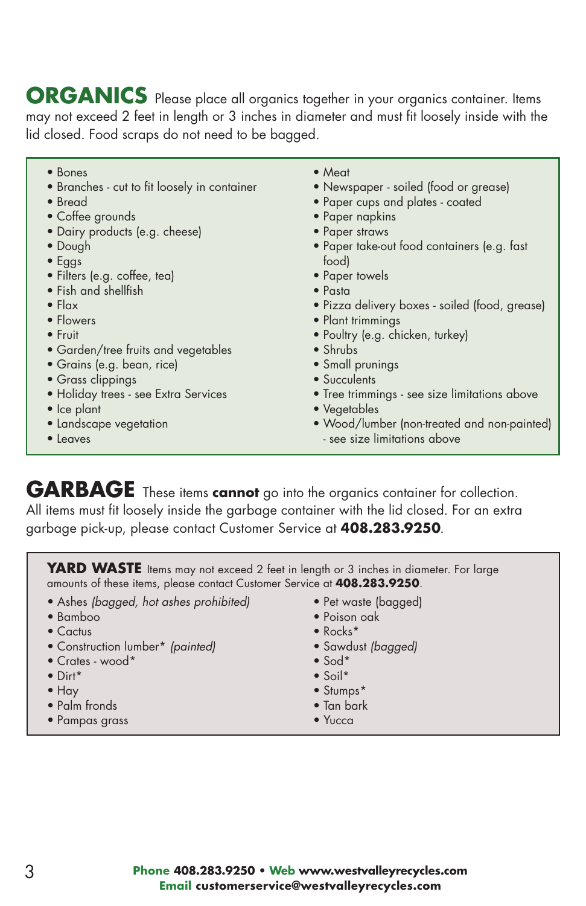## ORGANICS

Please place all organics together in your organics container. Items may not exceed 2 feet in length or 3 inches in diameter and must fit loosely inside with the lid closed. Food scraps do not need to be bagged.

- Bones
- Branches - cut to fit loosely in container
- Bread
- Coffee grounds
- Dairy products (e.g. cheese)
- Dough
- Eggs
- Filters (e.g. coffee, tea)
- Fish and shellfish
- Flax
- Flowers
- Fruit
- Garden/tree fruits and vegetables
- Grains (e.g. bean, rice)
- Grass clippings
- Holiday trees - see Extra Services
- Ice plant
- Landscape vegetation
- Leaves
- Meat
- Newspaper - soiled (food or grease)
- Paper cups and plates - coated
- Paper napkins
- Paper straws
- Paper take-out food containers (e.g. fast food)
- Paper towels
- Pasta
- Pizza delivery boxes - soiled (food, grease)
- Plant trimmings
- Poultry (e.g. chicken, turkey)
- Shrubs
- Small prunings
- Succulents
- Tree trimmings - see size limitations above
- Vegetables
- Wood/lumber (non-treated and non-painted) - see size limitations above

## GARBAGE

These items **cannot** go into the organics container for collection. All items must fit loosely inside the garbage container with the lid closed. For an extra garbage pick-up, please contact Customer Service at **408.283.9250**.

### YARD WASTE

Items may not exceed 2 feet in length or 3 inches in diameter. For large amounts of these items, please contact Customer Service at **408.283.9250**.

- Ashes *(bagged, hot ashes prohibited)*
- Bamboo
- Cactus
- Construction lumber* *(painted)*
- Crates - wood*
- Dirt*
- Hay
- Palm fronds
- Pampas grass
- Pet waste (bagged)
- Poison oak
- Rocks*
- Sawdust *(bagged)*
- Sod*
- Soil*
- Stumps*
- Tan bark
- Yucca

**Phone** **408.283.9250** • **Web** **www.westvalleyrecycles.com**
**Email** **customerservice@westvalleyrecycles.com**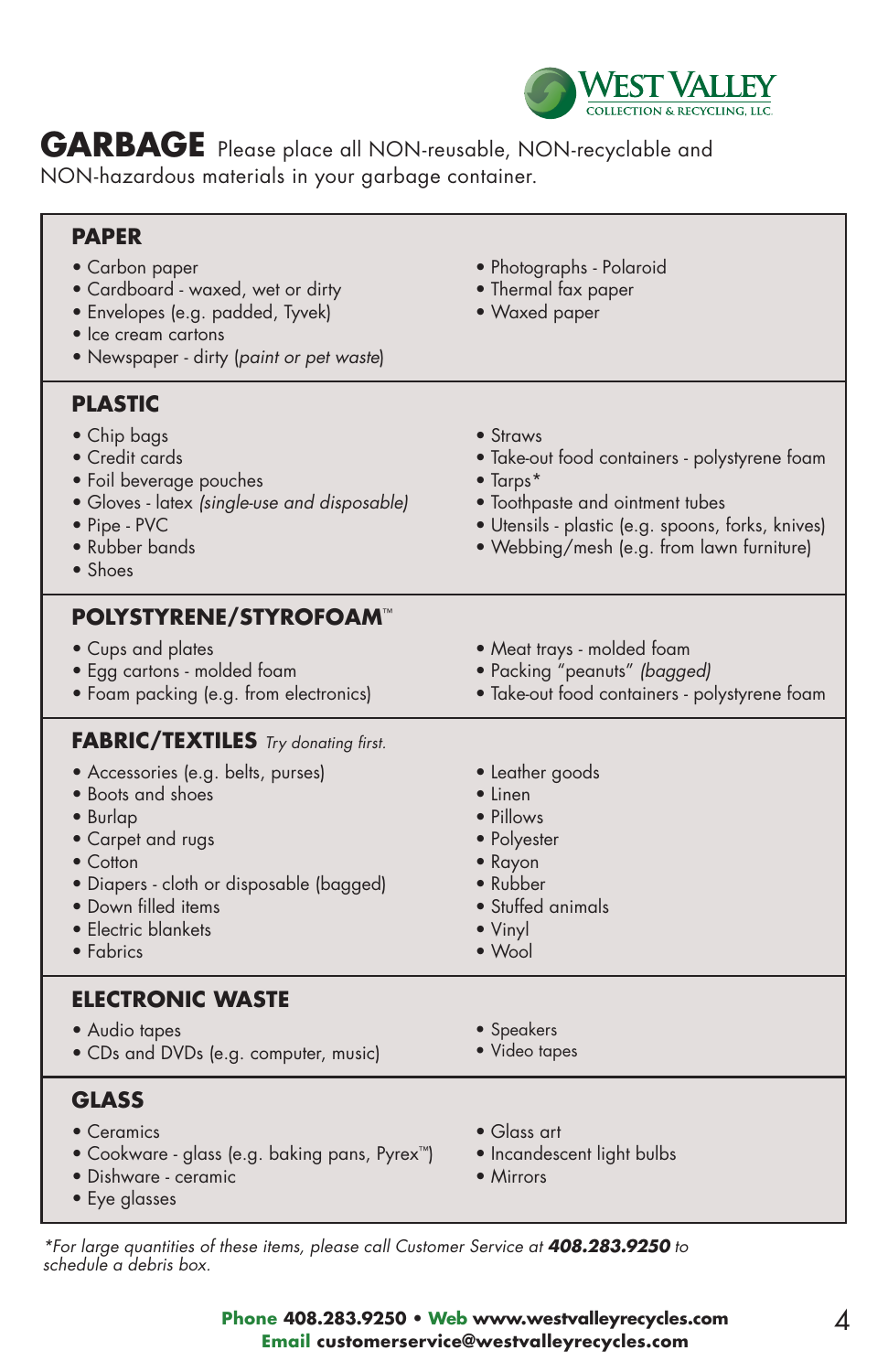# GARBAGE

Please place all NON-reusable, NON-recyclable and NON-hazardous materials in your garbage container.

## PAPER

- Carbon paper
- Cardboard - waxed, wet or dirty
- Envelopes (e.g. padded, Tyvek)
- Ice cream cartons
- Newspaper - dirty (*paint or pet waste*)
- Photographs - Polaroid
- Thermal fax paper
- Waxed paper

## PLASTIC

- Chip bags
- Credit cards
- Foil beverage pouches
- Gloves - latex *(single-use and disposable)*
- Pipe - PVC
- Rubber bands
- Shoes
- Straws
- Take-out food containers - polystyrene foam
- Tarps*
- Toothpaste and ointment tubes
- Utensils - plastic (e.g. spoons, forks, knives)
- Webbing/mesh (e.g. from lawn furniture)

## POLYSTYRENE/STYROFOAM™

- Cups and plates
- Egg cartons - molded foam
- Foam packing (e.g. from electronics)
- Meat trays - molded foam
- Packing "peanuts" *(bagged)*
- Take-out food containers - polystyrene foam

## FABRIC/TEXTILES *Try donating first.*

- Accessories (e.g. belts, purses)
- Boots and shoes
- Burlap
- Carpet and rugs
- Cotton
- Diapers - cloth or disposable (bagged)
- Down filled items
- Electric blankets
- Fabrics
- Leather goods
- Linen
- Pillows
- Polyester
- Rayon
- Rubber
- Stuffed animals
- Vinyl
- Wool

## ELECTRONIC WASTE

- Audio tapes
- CDs and DVDs (e.g. computer, music)
- Speakers
- Video tapes

## GLASS

- Ceramics
- Cookware - glass (e.g. baking pans, Pyrex™)
- Dishware - ceramic
- Eye glasses
- Glass art
- Incandescent light bulbs
- Mirrors

*For large quantities of these items, please call Customer Service at **408.283.9250** to schedule a debris box.*

**Phone** 408.283.9250 • **Web** www.westvalleyrecycles.com
**Email** customerservice@westvalleyrecycles.com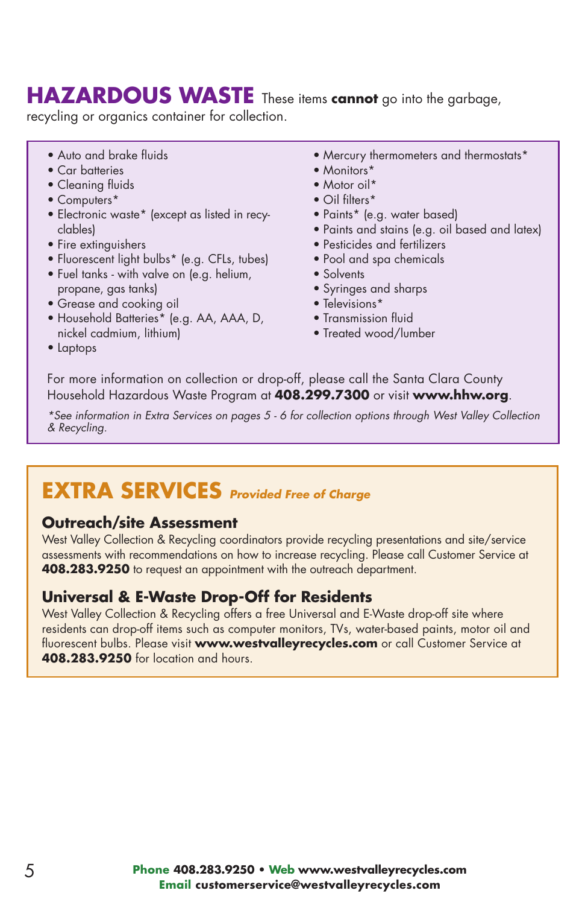## HAZARDOUS WASTE

These items **cannot** go into the garbage, recycling or organics container for collection.

- Auto and brake fluids
- Car batteries
- Cleaning fluids
- Computers*
- Electronic waste* (except as listed in recyclables)
- Fire extinguishers
- Fluorescent light bulbs* (e.g. CFLs, tubes)
- Fuel tanks - with valve on (e.g. helium, propane, gas tanks)
- Grease and cooking oil
- Household Batteries* (e.g. AA, AAA, D, nickel cadmium, lithium)
- Laptops
- Mercury thermometers and thermostats*
- Monitors*
- Motor oil*
- Oil filters*
- Paints* (e.g. water based)
- Paints and stains (e.g. oil based and latex)
- Pesticides and fertilizers
- Pool and spa chemicals
- Solvents
- Syringes and sharps
- Televisions*
- Transmission fluid
- Treated wood/lumber

For more information on collection or drop-off, please call the Santa Clara County Household Hazardous Waste Program at **408.299.7300** or visit **www.hhw.org**.

*\*See information in Extra Services on pages 5 - 6 for collection options through West Valley Collection & Recycling.*

## EXTRA SERVICES *Provided Free of Charge*

### Outreach/site Assessment

West Valley Collection & Recycling coordinators provide recycling presentations and site/service assessments with recommendations on how to increase recycling. Please call Customer Service at **408.283.9250** to request an appointment with the outreach department.

### Universal & E-Waste Drop-Off for Residents

West Valley Collection & Recycling offers a free Universal and E-Waste drop-off site where residents can drop-off items such as computer monitors, TVs, water-based paints, motor oil and fluorescent bulbs. Please visit **www.westvalleyrecycles.com** or call Customer Service at **408.283.9250** for location and hours.

**Phone 408.283.9250 • Web www.westvalleyrecycles.com**
**Email customerservice@westvalleyrecycles.com**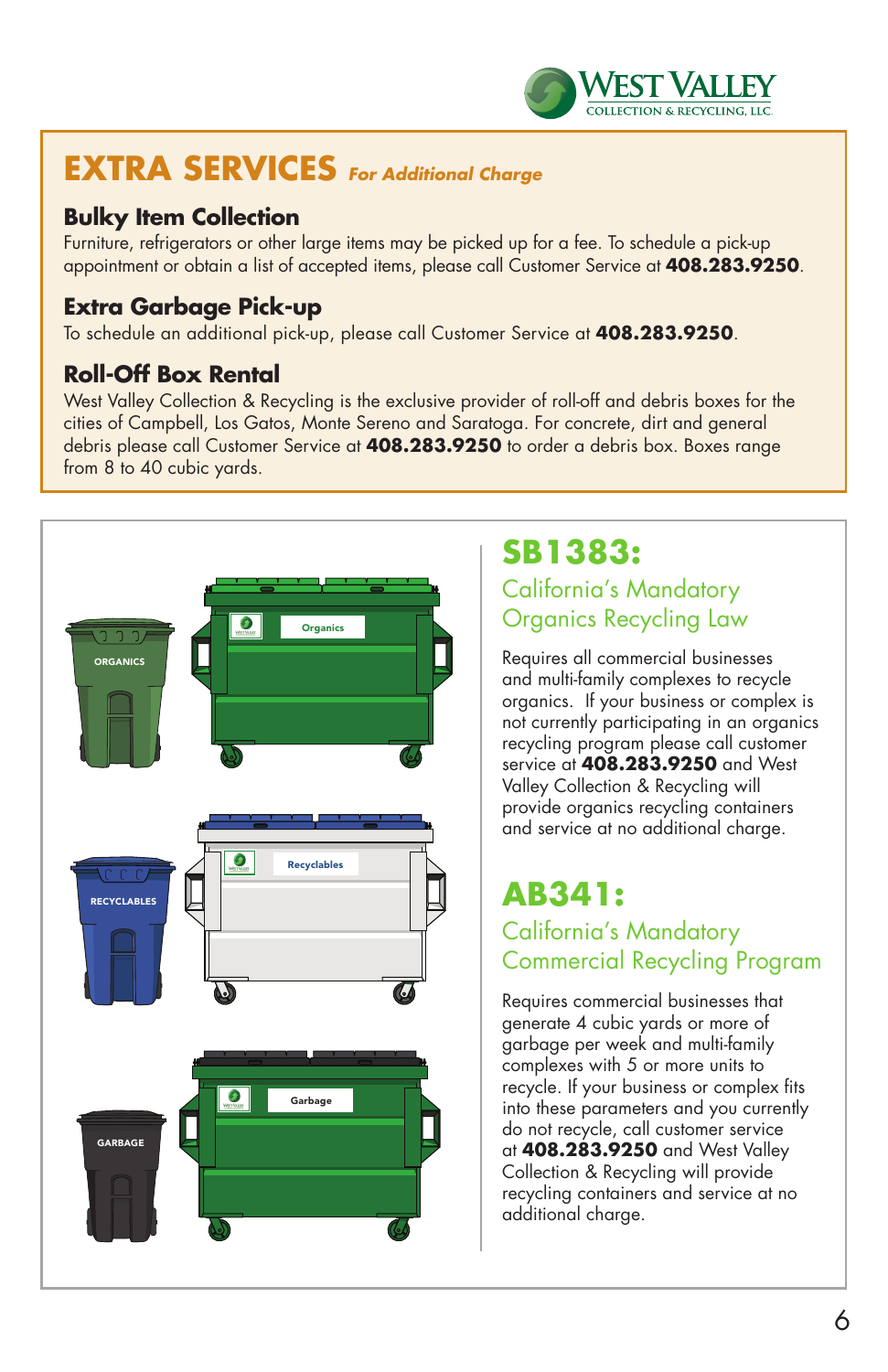# EXTRA SERVICES *For Additional Charge*

## Bulky Item Collection

Furniture, refrigerators or other large items may be picked up for a fee. To schedule a pick-up appointment or obtain a list of accepted items, please call Customer Service at **408.283.9250**.

## Extra Garbage Pick-up

To schedule an additional pick-up, please call Customer Service at **408.283.9250**.

## Roll-Off Box Rental

West Valley Collection & Recycling is the exclusive provider of roll-off and debris boxes for the cities of Campbell, Los Gatos, Monte Sereno and Saratoga. For concrete, dirt and general debris please call Customer Service at **408.283.9250** to order a debris box. Boxes range from 8 to 40 cubic yards.

## SB1383:

### California's Mandatory Organics Recycling Law

Requires all commercial businesses and multi-family complexes to recycle organics. If your business or complex is not currently participating in an organics recycling program please call customer service at **408.283.9250** and West Valley Collection & Recycling will provide organics recycling containers and service at no additional charge.

## AB341:

### California's Mandatory Commercial Recycling Program

Requires commercial businesses that generate 4 cubic yards or more of garbage per week and multi-family complexes with 5 or more units to recycle. If your business or complex fits into these parameters and you currently do not recycle, call customer service at **408.283.9250** and West Valley Collection & Recycling will provide recycling containers and service at no additional charge.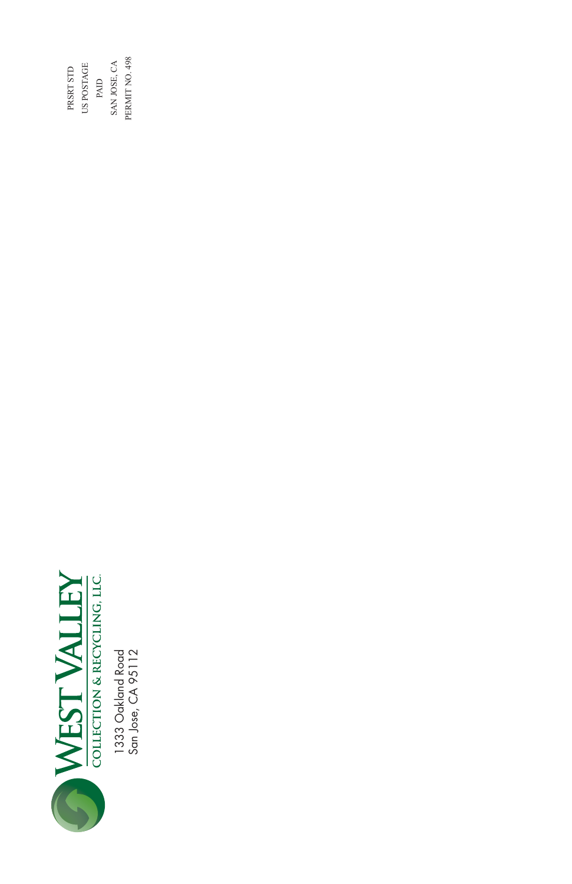WEST VALLEY

COLLECTION & RECYCLING, LLC

1333 Oakland Road
San Jose, CA 95112

PRSRT STD
US POSTAGE
PAID
SAN JOSE, CA
PERMIT NO. 498